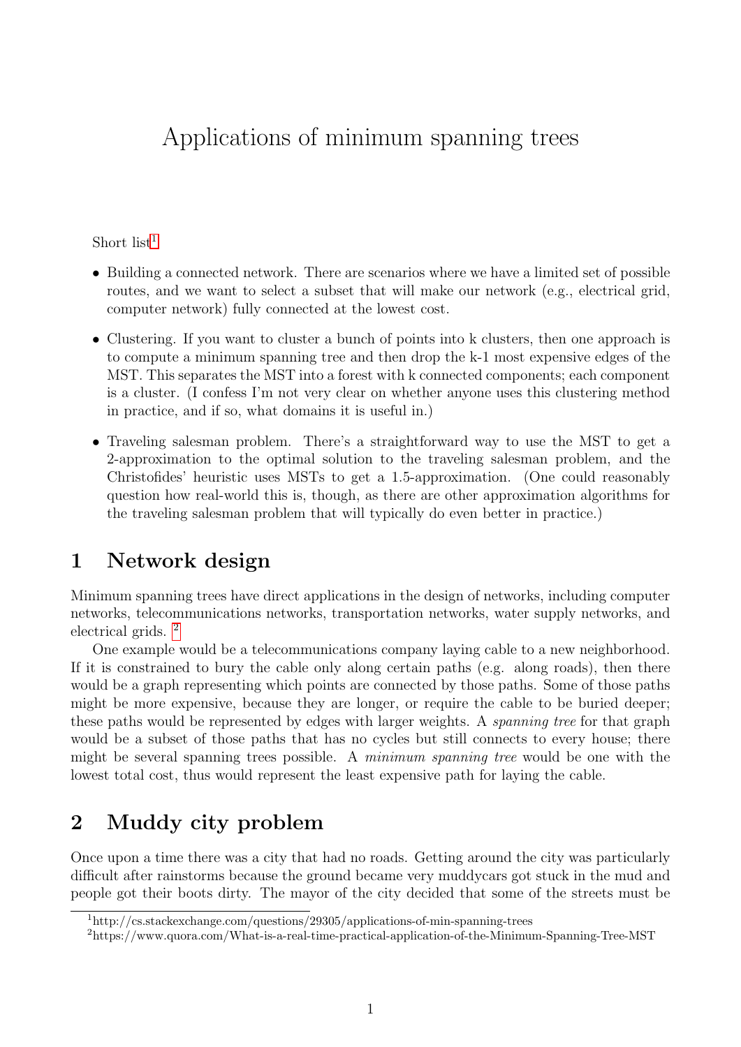# Applications of minimum spanning trees

Short list[1]

- Building a connected network. There are scenarios where we have a limited set of possible routes, and we want to select a subset that will make our network (e.g., electrical grid, computer network) fully connected at the lowest cost.
- Clustering. If you want to cluster a bunch of points into k clusters, then one approach is to compute a minimum spanning tree and then drop the k-1 most expensive edges of the MST. This separates the MST into a forest with k connected components; each component is a cluster. (I confess I'm not very clear on whether anyone uses this clustering method in practice, and if so, what domains it is useful in.)
- Traveling salesman problem. There's a straightforward way to use the MST to get a 2-approximation to the optimal solution to the traveling salesman problem, and the Christofides' heuristic uses MSTs to get a 1.5-approximation. (One could reasonably question how real-world this is, though, as there are other approximation algorithms for the traveling salesman problem that will typically do even better in practice.)

## 1 Network design

Minimum spanning trees have direct applications in the design of networks, including computer networks, telecommunications networks, transportation networks, water supply networks, and electrical grids. [2]

One example would be a telecommunications company laying cable to a new neighborhood. If it is constrained to bury the cable only along certain paths (e.g. along roads), then there would be a graph representing which points are connected by those paths. Some of those paths might be more expensive, because they are longer, or require the cable to be buried deeper; these paths would be represented by edges with larger weights. A *spanning tree* for that graph would be a subset of those paths that has no cycles but still connects to every house; there might be several spanning trees possible. A *minimum spanning tree* would be one with the lowest total cost, thus would represent the least expensive path for laying the cable.

## 2 Muddy city problem

Once upon a time there was a city that had no roads. Getting around the city was particularly difficult after rainstorms because the ground became very muddycars got stuck in the mud and people got their boots dirty. The mayor of the city decided that some of the streets must be

[1] http://cs.stackexchange.com/questions/29305/applications-of-min-spanning-trees

[2] https://www.quora.com/What-is-a-real-time-practical-application-of-the-Minimum-Spanning-Tree-MST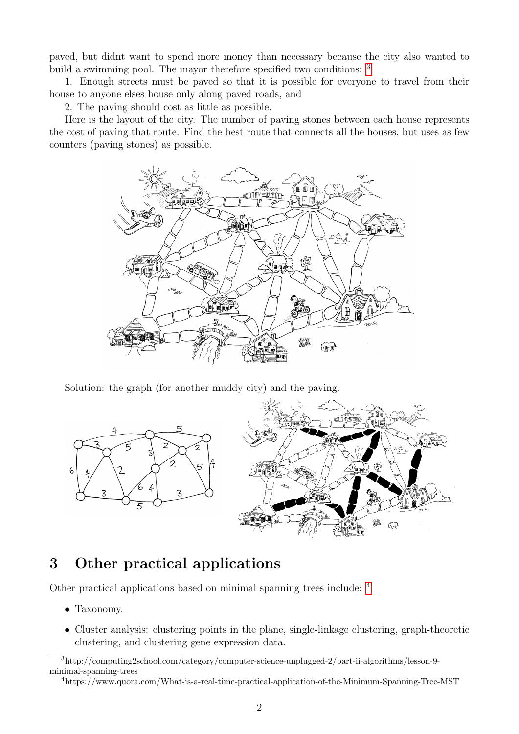paved, but didnt want to spend more money than necessary because the city also wanted to build a swimming pool. The mayor therefore specified two conditions: [3]

1. Enough streets must be paved so that it is possible for everyone to travel from their house to anyone elses house only along paved roads, and

2. The paving should cost as little as possible.

Here is the layout of the city. The number of paving stones between each house represents the cost of paving that route. Find the best route that connects all the houses, but uses as few counters (paving stones) as possible.

Solution: the graph (for another muddy city) and the paving.

## 3 Other practical applications

Other practical applications based on minimal spanning trees include: [4]

- Taxonomy.
- Cluster analysis: clustering points in the plane, single-linkage clustering, graph-theoretic clustering, and clustering gene expression data.

---

[3] http://computing2school.com/category/computer-science-unplugged-2/part-ii-algorithms/lesson-9-minimal-spanning-trees

[4] https://www.quora.com/What-is-a-real-time-practical-application-of-the-Minimum-Spanning-Tree-MST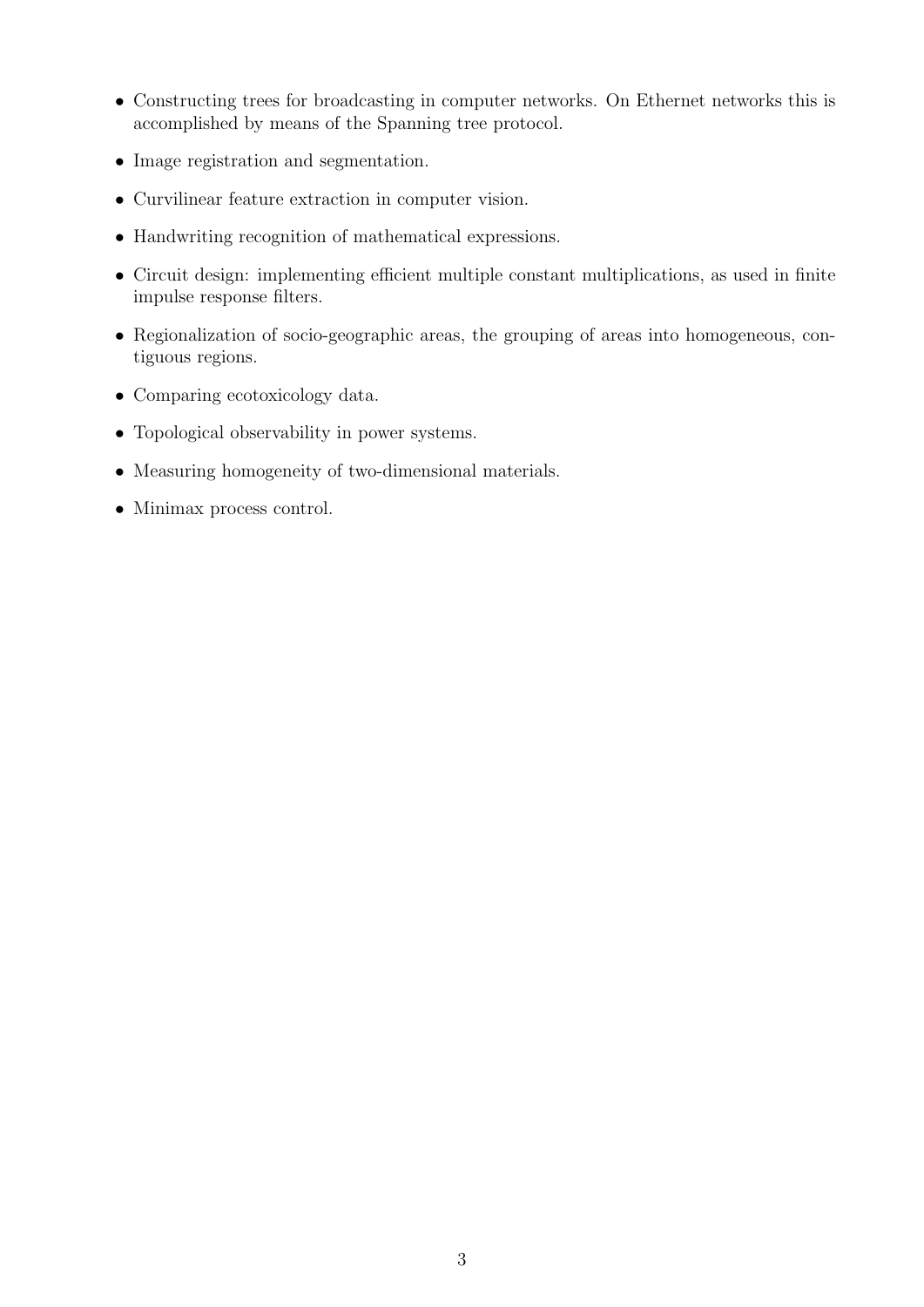- Constructing trees for broadcasting in computer networks. On Ethernet networks this is accomplished by means of the Spanning tree protocol.
- Image registration and segmentation.
- Curvilinear feature extraction in computer vision.
- Handwriting recognition of mathematical expressions.
- Circuit design: implementing efficient multiple constant multiplications, as used in finite impulse response filters.
- Regionalization of socio-geographic areas, the grouping of areas into homogeneous, contiguous regions.
- Comparing ecotoxicology data.
- Topological observability in power systems.
- Measuring homogeneity of two-dimensional materials.
- Minimax process control.